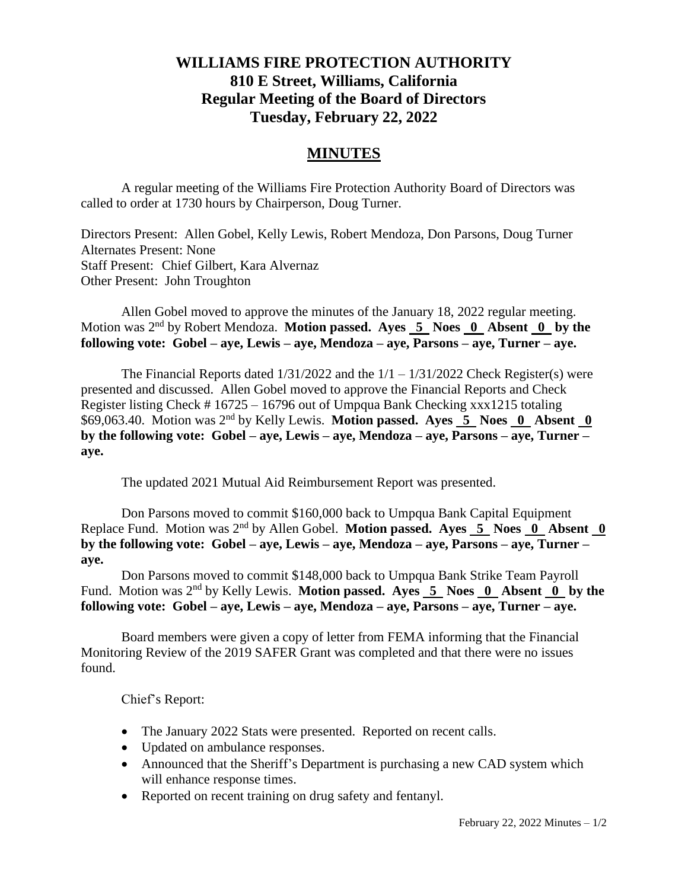# WILLIAMS FIRE PROTECTION AUTHORITY
## 810 E Street, Williams, California
## Regular Meeting of the Board of Directors
## Tuesday, February 22, 2022

## MINUTES

A regular meeting of the Williams Fire Protection Authority Board of Directors was called to order at 1730 hours by Chairperson, Doug Turner.

Directors Present: Allen Gobel, Kelly Lewis, Robert Mendoza, Don Parsons, Doug Turner
Alternates Present: None
Staff Present: Chief Gilbert, Kara Alvernaz
Other Present: John Troughton

Allen Gobel moved to approve the minutes of the January 18, 2022 regular meeting. Motion was 2nd by Robert Mendoza. **Motion passed. Ayes 5 Noes 0 Absent 0 by the following vote: Gobel – aye, Lewis – aye, Mendoza – aye, Parsons – aye, Turner – aye.**

The Financial Reports dated 1/31/2022 and the 1/1 – 1/31/2022 Check Register(s) were presented and discussed. Allen Gobel moved to approve the Financial Reports and Check Register listing Check # 16725 – 16796 out of Umpqua Bank Checking xxx1215 totaling $69,063.40. Motion was 2nd by Kelly Lewis. **Motion passed. Ayes 5 Noes 0 Absent 0 by the following vote: Gobel – aye, Lewis – aye, Mendoza – aye, Parsons – aye, Turner – aye.**

The updated 2021 Mutual Aid Reimbursement Report was presented.

Don Parsons moved to commit $160,000 back to Umpqua Bank Capital Equipment Replace Fund. Motion was 2nd by Allen Gobel. **Motion passed. Ayes 5 Noes 0 Absent 0 by the following vote: Gobel – aye, Lewis – aye, Mendoza – aye, Parsons – aye, Turner – aye.**

Don Parsons moved to commit $148,000 back to Umpqua Bank Strike Team Payroll Fund. Motion was 2nd by Kelly Lewis. **Motion passed. Ayes 5 Noes 0 Absent 0 by the following vote: Gobel – aye, Lewis – aye, Mendoza – aye, Parsons – aye, Turner – aye.**

Board members were given a copy of letter from FEMA informing that the Financial Monitoring Review of the 2019 SAFER Grant was completed and that there were no issues found.

Chief's Report:

- The January 2022 Stats were presented. Reported on recent calls.
- Updated on ambulance responses.
- Announced that the Sheriff's Department is purchasing a new CAD system which will enhance response times.
- Reported on recent training on drug safety and fentanyl.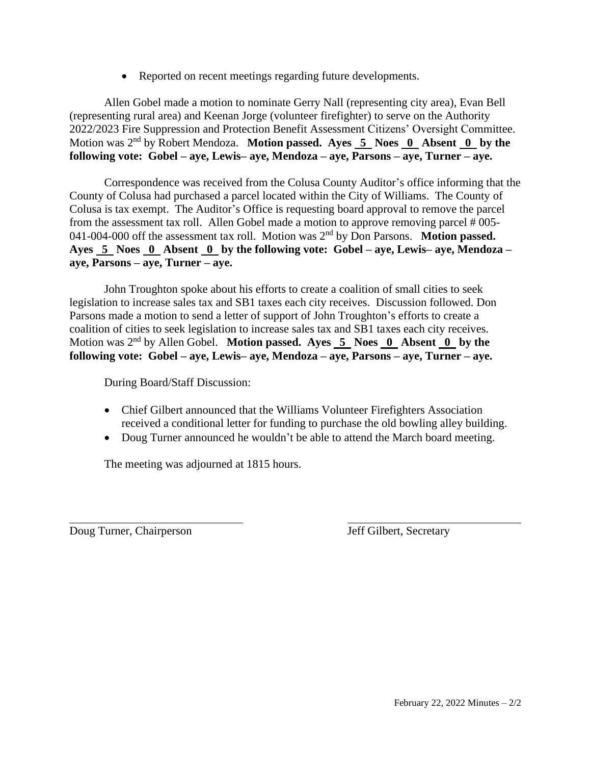- Reported on recent meetings regarding future developments.

Allen Gobel made a motion to nominate Gerry Nall (representing city area), Evan Bell (representing rural area) and Keenan Jorge (volunteer firefighter) to serve on the Authority 2022/2023 Fire Suppression and Protection Benefit Assessment Citizens' Oversight Committee. Motion was 2nd by Robert Mendoza. **Motion passed. Ayes 5 Noes 0 Absent 0 by the following vote: Gobel – aye, Lewis– aye, Mendoza – aye, Parsons – aye, Turner – aye.**

Correspondence was received from the Colusa County Auditor's office informing that the County of Colusa had purchased a parcel located within the City of Williams. The County of Colusa is tax exempt. The Auditor's Office is requesting board approval to remove the parcel from the assessment tax roll. Allen Gobel made a motion to approve removing parcel # 005-041-004-000 off the assessment tax roll. Motion was 2nd by Don Parsons. **Motion passed. Ayes 5 Noes 0 Absent 0 by the following vote: Gobel – aye, Lewis– aye, Mendoza – aye, Parsons – aye, Turner – aye.**

John Troughton spoke about his efforts to create a coalition of small cities to seek legislation to increase sales tax and SB1 taxes each city receives. Discussion followed. Don Parsons made a motion to send a letter of support of John Troughton's efforts to create a coalition of cities to seek legislation to increase sales tax and SB1 taxes each city receives. Motion was 2nd by Allen Gobel. **Motion passed. Ayes 5 Noes 0 Absent 0 by the following vote: Gobel – aye, Lewis– aye, Mendoza – aye, Parsons – aye, Turner – aye.**

During Board/Staff Discussion:

- Chief Gilbert announced that the Williams Volunteer Firefighters Association received a conditional letter for funding to purchase the old bowling alley building.
- Doug Turner announced he wouldn't be able to attend the March board meeting.

The meeting was adjourned at 1815 hours.

Doug Turner, Chairperson

Jeff Gilbert, Secretary